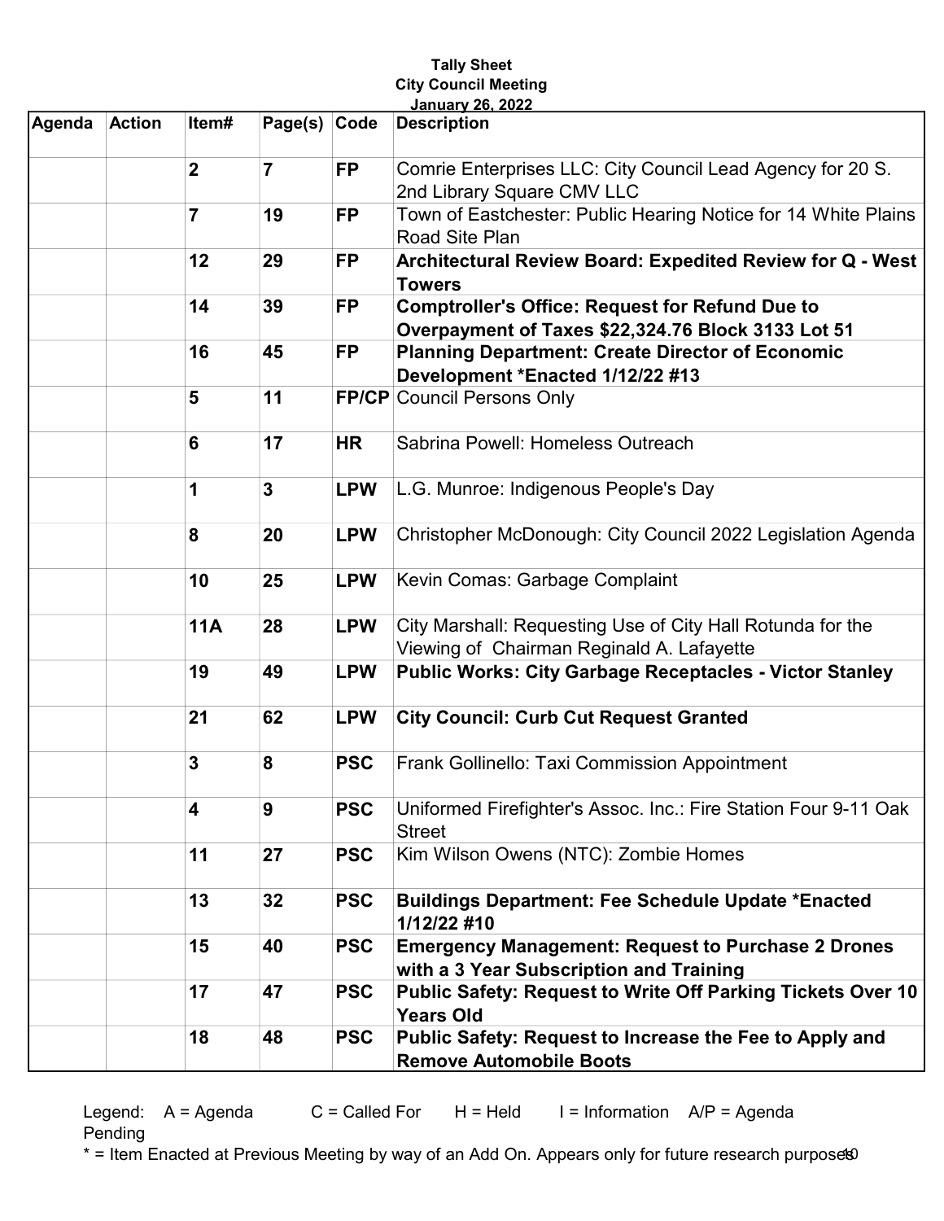**Tally Sheet**
**City Council Meeting**
**January 26, 2022**

| Agenda | Action | Item# | Page(s) | Code | Description |
|---|---|---|---|---|---|
| | | **2** | **7** | **FP** | Comrie Enterprises LLC: City Council Lead Agency for 20 S. 2nd Library Square CMV LLC |
| | | **7** | **19** | **FP** | Town of Eastchester: Public Hearing Notice for 14 White Plains Road Site Plan |
| | | **12** | **29** | **FP** | **Architectural Review Board: Expedited Review for Q - West Towers** |
| | | **14** | **39** | **FP** | **Comptroller's Office: Request for Refund Due to Overpayment of Taxes $22,324.76 Block 3133 Lot 51** |
| | | **16** | **45** | **FP** | **Planning Department: Create Director of Economic Development *Enacted 1/12/22 #13** |
| | | **5** | **11** | **FP/CP** | Council Persons Only |
| | | **6** | **17** | **HR** | Sabrina Powell: Homeless Outreach |
| | | **1** | **3** | **LPW** | L.G. Munroe: Indigenous People's Day |
| | | **8** | **20** | **LPW** | Christopher McDonough: City Council 2022 Legislation Agenda |
| | | **10** | **25** | **LPW** | Kevin Comas: Garbage Complaint |
| | | **11A** | **28** | **LPW** | City Marshall: Requesting Use of City Hall Rotunda for the Viewing of Chairman Reginald A. Lafayette |
| | | **19** | **49** | **LPW** | **Public Works: City Garbage Receptacles - Victor Stanley** |
| | | **21** | **62** | **LPW** | **City Council: Curb Cut Request Granted** |
| | | **3** | **8** | **PSC** | Frank Gollinello: Taxi Commission Appointment |
| | | **4** | **9** | **PSC** | Uniformed Firefighter's Assoc. Inc.: Fire Station Four 9-11 Oak Street |
| | | **11** | **27** | **PSC** | Kim Wilson Owens (NTC): Zombie Homes |
| | | **13** | **32** | **PSC** | **Buildings Department: Fee Schedule Update *Enacted 1/12/22 #10** |
| | | **15** | **40** | **PSC** | **Emergency Management: Request to Purchase 2 Drones with a 3 Year Subscription and Training** |
| | | **17** | **47** | **PSC** | **Public Safety: Request to Write Off Parking Tickets Over 10 Years Old** |
| | | **18** | **48** | **PSC** | **Public Safety: Request to Increase the Fee to Apply and Remove Automobile Boots** |

Legend: A = Agenda C = Called For H = Held I = Information A/P = Agenda Pending

* = Item Enacted at Previous Meeting by way of an Add On. Appears only for future research purposes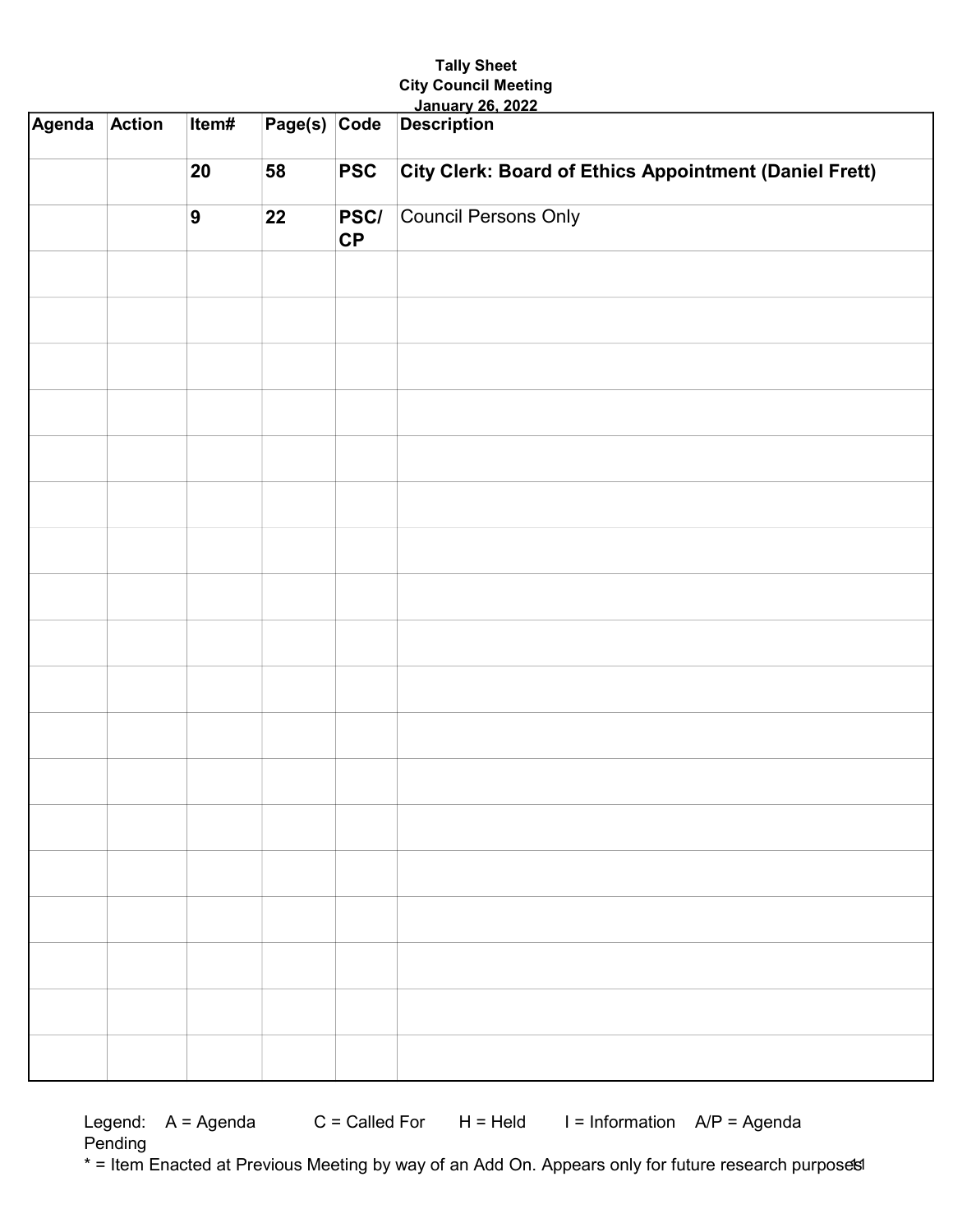**Tally Sheet**
**City Council Meeting**
**January 26, 2022**

| Agenda | Action | Item# | Page(s) | Code | Description |
|---|---|---|---|---|---|
| | | **20** | **58** | **PSC** | **City Clerk: Board of Ethics Appointment (Daniel Frett)** |
| | | **9** | **22** | **PSC/ CP** | Council Persons Only |
| | | | | | |
| | | | | | |
| | | | | | |
| | | | | | |
| | | | | | |
| | | | | | |
| | | | | | |
| | | | | | |
| | | | | | |
| | | | | | |
| | | | | | |
| | | | | | |
| | | | | | |
| | | | | | |
| | | | | | |
| | | | | | |
| | | | | | |

Legend: A = Agenda C = Called For H = Held I = Information A/P = Agenda Pending

* = Item Enacted at Previous Meeting by way of an Add On. Appears only for future research purposes